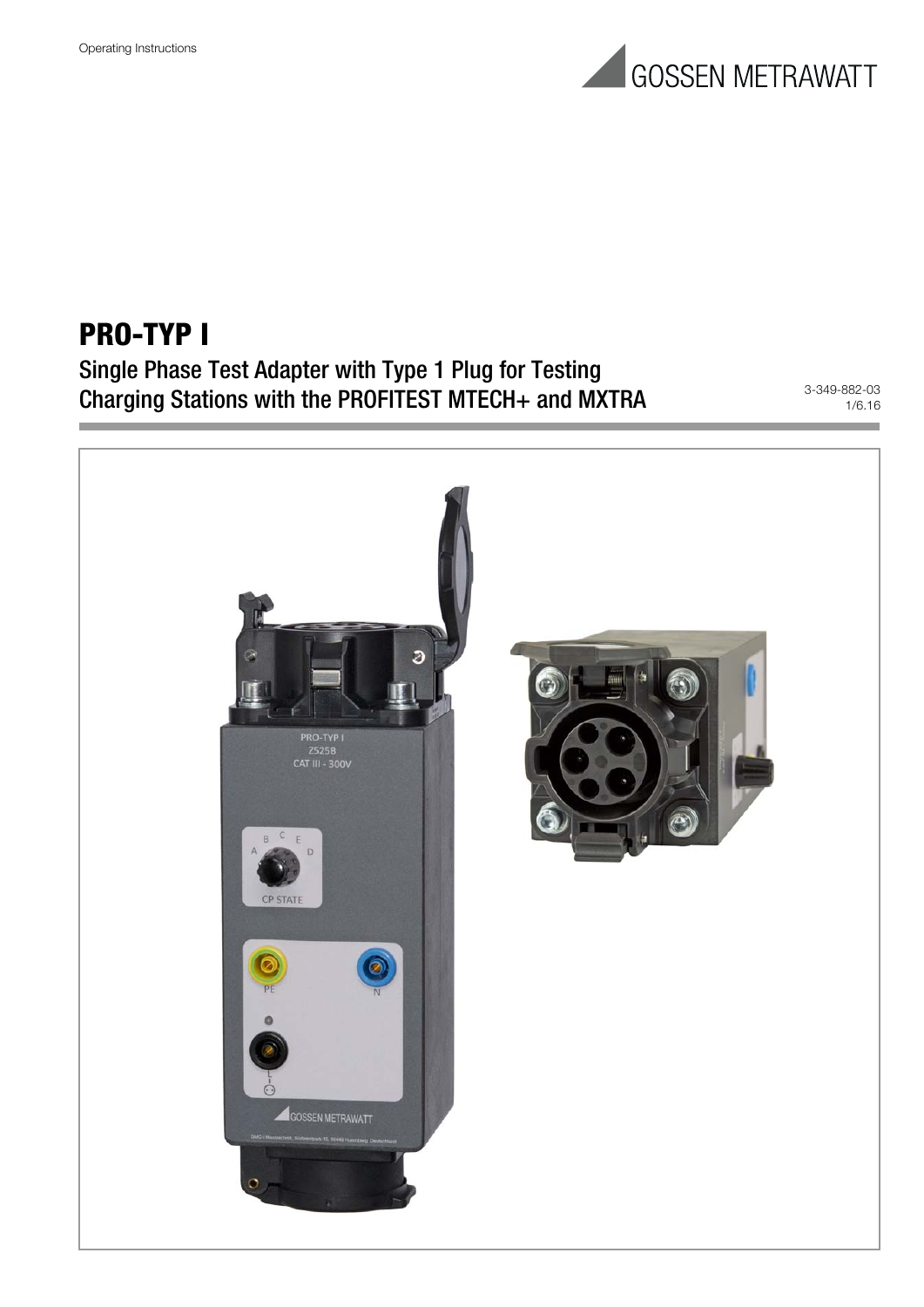Operating Instructions

GOSSEN METRAWATT

# PRO-TYP I

## Single Phase Test Adapter with Type 1 Plug for Testing Charging Stations with the PROFITEST MTECH+ and MXTRA

3-349-882-03
1/6.16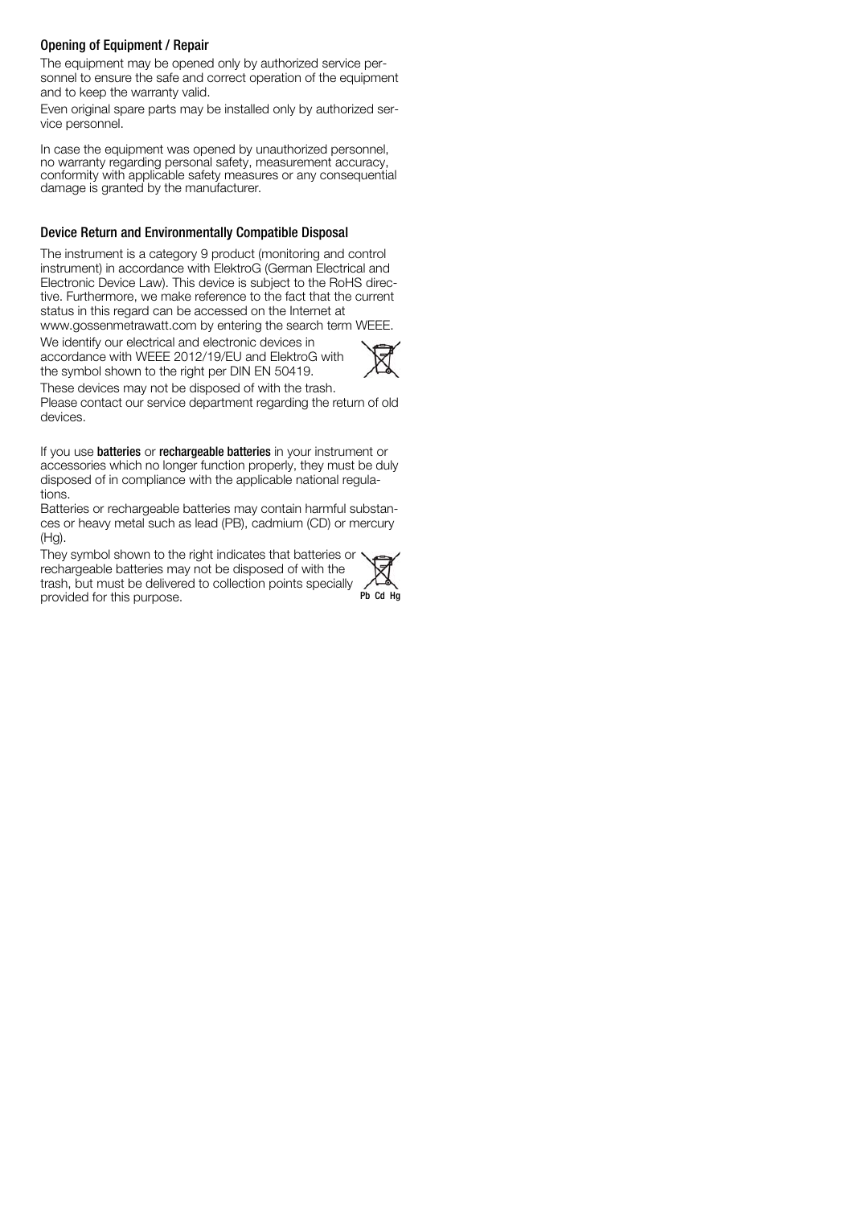### Opening of Equipment / Repair

The equipment may be opened only by authorized service personnel to ensure the safe and correct operation of the equipment and to keep the warranty valid.

Even original spare parts may be installed only by authorized service personnel.

In case the equipment was opened by unauthorized personnel, no warranty regarding personal safety, measurement accuracy, conformity with applicable safety measures or any consequential damage is granted by the manufacturer.

### Device Return and Environmentally Compatible Disposal

The instrument is a category 9 product (monitoring and control instrument) in accordance with ElektroG (German Electrical and Electronic Device Law). This device is subject to the RoHS directive. Furthermore, we make reference to the fact that the current status in this regard can be accessed on the Internet at www.gossenmetrawatt.com by entering the search term WEEE.

We identify our electrical and electronic devices in accordance with WEEE 2012/19/EU and ElektroG with the symbol shown to the right per DIN EN 50419.

These devices may not be disposed of with the trash.

Please contact our service department regarding the return of old devices.

If you use **batteries** or **rechargeable batteries** in your instrument or accessories which no longer function properly, they must be duly disposed of in compliance with the applicable national regulations.

Batteries or rechargeable batteries may contain harmful substances or heavy metal such as lead (PB), cadmium (CD) or mercury (Hg).

They symbol shown to the right indicates that batteries or rechargeable batteries may not be disposed of with the trash, but must be delivered to collection points specially provided for this purpose.

Pb Cd Hg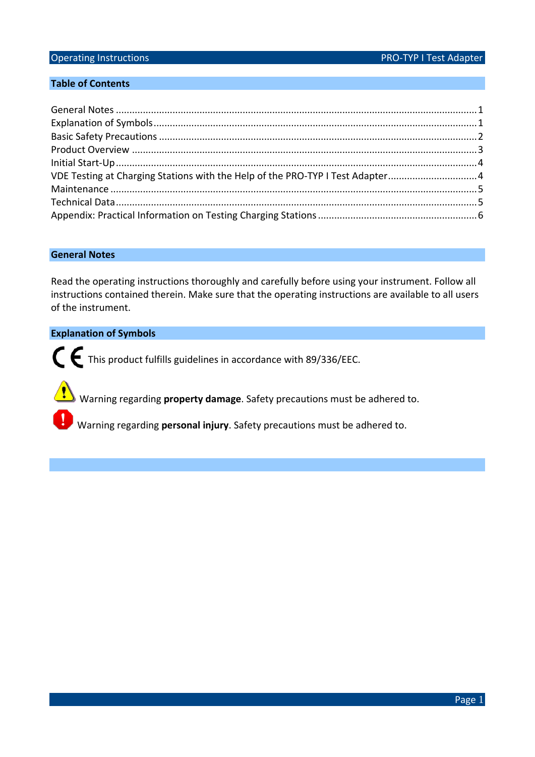## Table of Contents

General Notes ..... 1
Explanation of Symbols ..... 1
Basic Safety Precautions ..... 2
Product Overview ..... 3
Initial Start-Up ..... 4
VDE Testing at Charging Stations with the Help of the PRO-TYP I Test Adapter ..... 4
Maintenance ..... 5
Technical Data ..... 5
Appendix: Practical Information on Testing Charging Stations ..... 6

## General Notes

Read the operating instructions thoroughly and carefully before using your instrument. Follow all instructions contained therein. Make sure that the operating instructions are available to all users of the instrument.

## Explanation of Symbols

CE This product fulfills guidelines in accordance with 89/336/EEC.

Warning regarding **property damage**. Safety precautions must be adhered to.

Warning regarding **personal injury**. Safety precautions must be adhered to.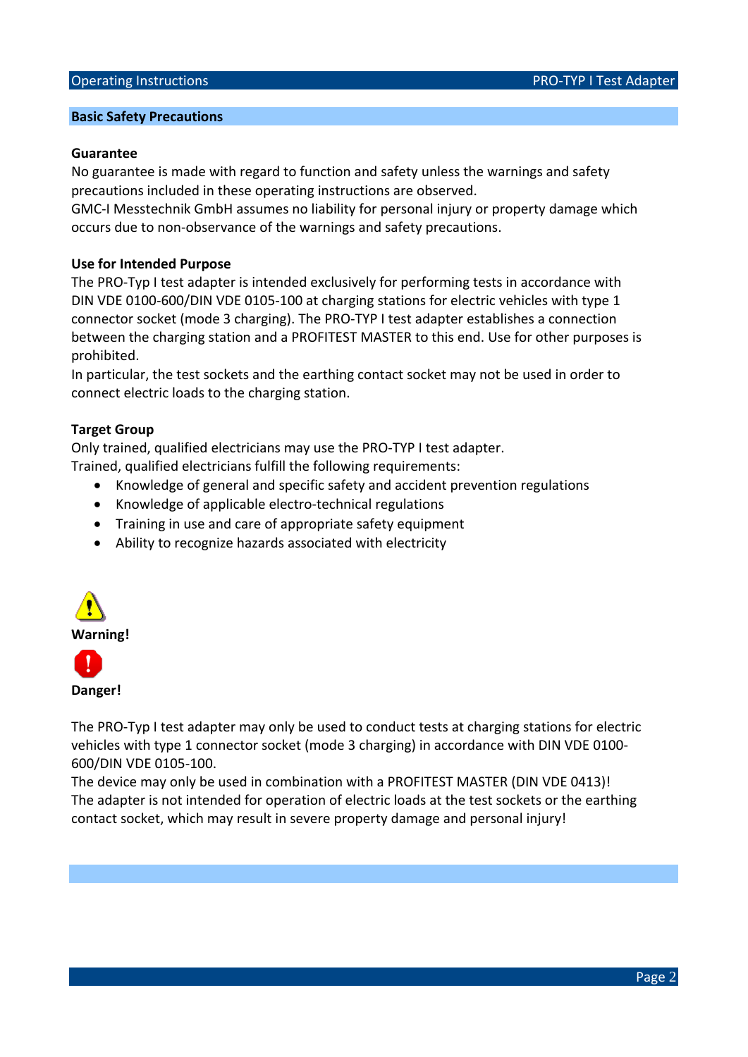## Basic Safety Precautions

### Guarantee

No guarantee is made with regard to function and safety unless the warnings and safety precautions included in these operating instructions are observed.
GMC-I Messtechnik GmbH assumes no liability for personal injury or property damage which occurs due to non-observance of the warnings and safety precautions.

### Use for Intended Purpose

The PRO-Typ I test adapter is intended exclusively for performing tests in accordance with DIN VDE 0100-600/DIN VDE 0105-100 at charging stations for electric vehicles with type 1 connector socket (mode 3 charging). The PRO-TYP I test adapter establishes a connection between the charging station and a PROFITEST MASTER to this end. Use for other purposes is prohibited.
In particular, the test sockets and the earthing contact socket may not be used in order to connect electric loads to the charging station.

### Target Group

Only trained, qualified electricians may use the PRO-TYP I test adapter.
Trained, qualified electricians fulfill the following requirements:

- Knowledge of general and specific safety and accident prevention regulations
- Knowledge of applicable electro-technical regulations
- Training in use and care of appropriate safety equipment
- Ability to recognize hazards associated with electricity

**Warning!**

**Danger!**

The PRO-Typ I test adapter may only be used to conduct tests at charging stations for electric vehicles with type 1 connector socket (mode 3 charging) in accordance with DIN VDE 0100-600/DIN VDE 0105-100.
The device may only be used in combination with a PROFITEST MASTER (DIN VDE 0413)!
The adapter is not intended for operation of electric loads at the test sockets or the earthing contact socket, which may result in severe property damage and personal injury!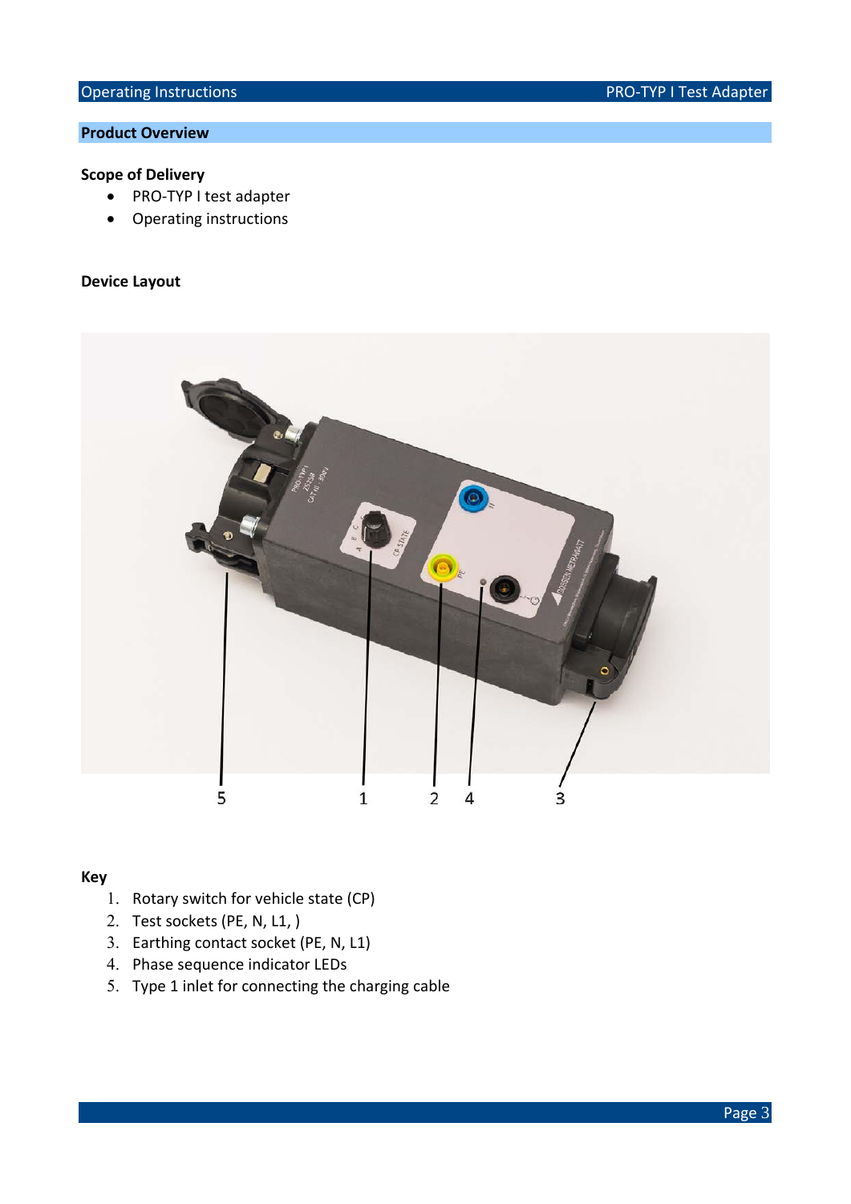## Product Overview

### Scope of Delivery

- PRO-TYP I test adapter
- Operating instructions

### Device Layout

### Key

1. Rotary switch for vehicle state (CP)
2. Test sockets (PE, N, L1, )
3. Earthing contact socket (PE, N, L1)
4. Phase sequence indicator LEDs
5. Type 1 inlet for connecting the charging cable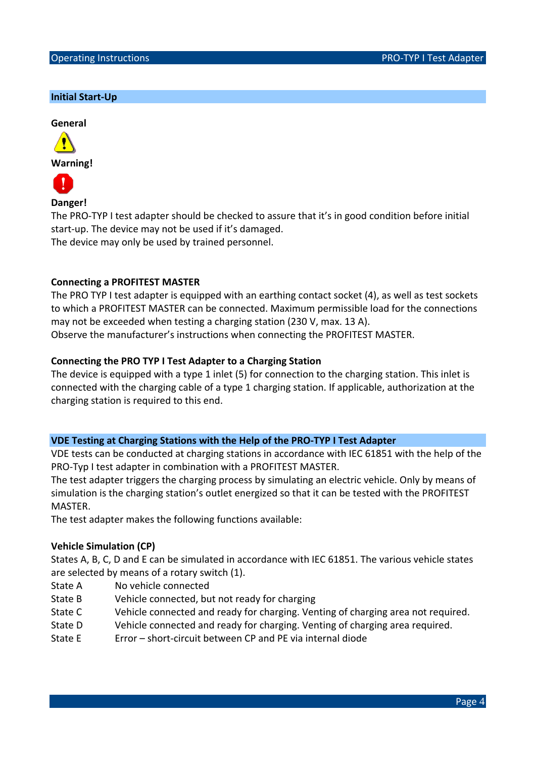## Initial Start-Up

### General

**Warning!**

**Danger!**

The PRO-TYP I test adapter should be checked to assure that it's in good condition before initial start-up. The device may not be used if it's damaged.
The device may only be used by trained personnel.

### Connecting a PROFITEST MASTER

The PRO TYP I test adapter is equipped with an earthing contact socket (4), as well as test sockets to which a PROFITEST MASTER can be connected. Maximum permissible load for the connections may not be exceeded when testing a charging station (230 V, max. 13 A).
Observe the manufacturer's instructions when connecting the PROFITEST MASTER.

### Connecting the PRO TYP I Test Adapter to a Charging Station

The device is equipped with a type 1 inlet (5) for connection to the charging station. This inlet is connected with the charging cable of a type 1 charging station. If applicable, authorization at the charging station is required to this end.

## VDE Testing at Charging Stations with the Help of the PRO-TYP I Test Adapter

VDE tests can be conducted at charging stations in accordance with IEC 61851 with the help of the PRO-Typ I test adapter in combination with a PROFITEST MASTER.
The test adapter triggers the charging process by simulating an electric vehicle. Only by means of simulation is the charging station's outlet energized so that it can be tested with the PROFITEST MASTER.
The test adapter makes the following functions available:

### Vehicle Simulation (CP)

States A, B, C, D and E can be simulated in accordance with IEC 61851. The various vehicle states are selected by means of a rotary switch (1).

| | |
|---|---|
| State A | No vehicle connected |
| State B | Vehicle connected, but not ready for charging |
| State C | Vehicle connected and ready for charging. Venting of charging area not required. |
| State D | Vehicle connected and ready for charging. Venting of charging area required. |
| State E | Error – short-circuit between CP and PE via internal diode |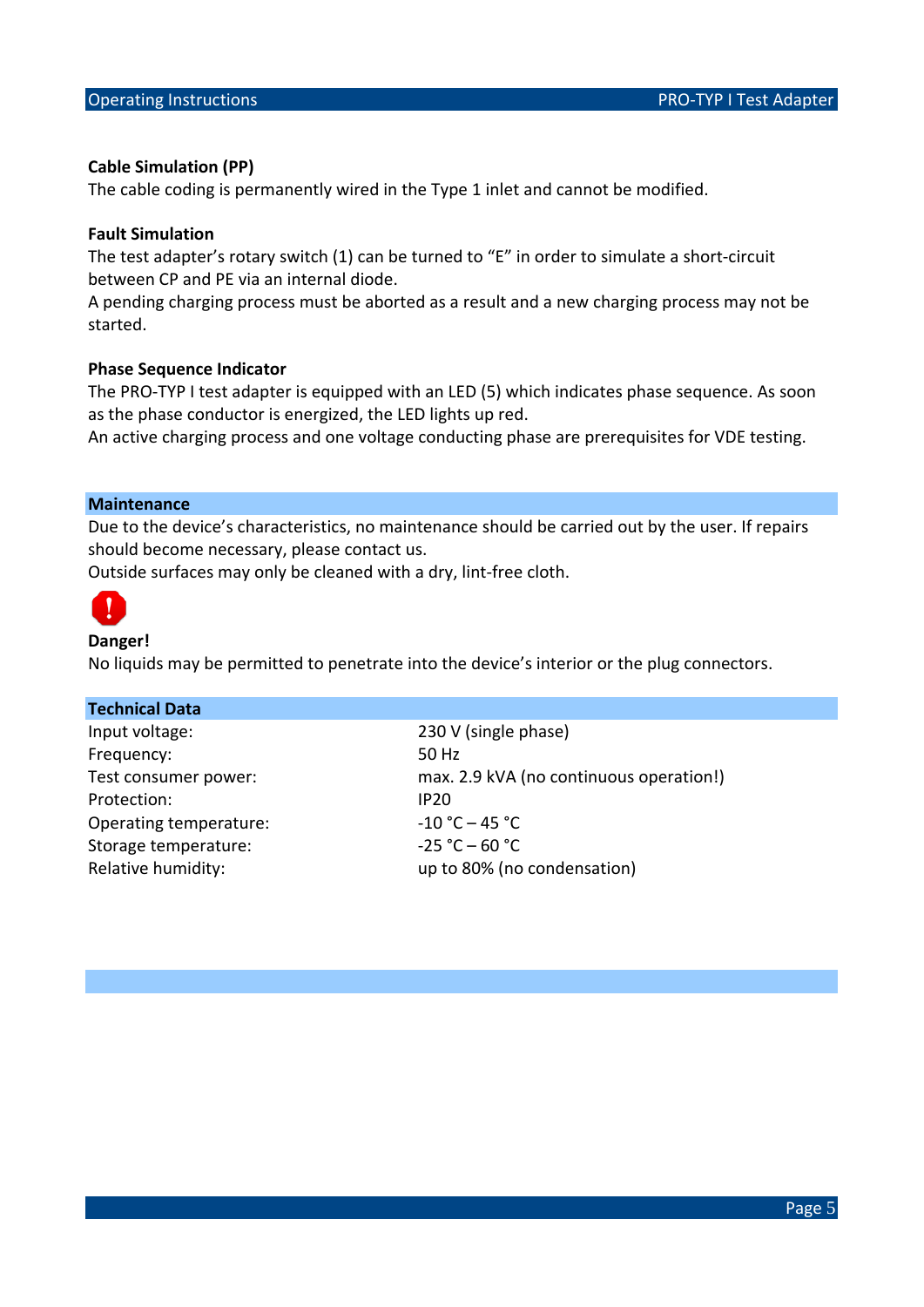### Cable Simulation (PP)

The cable coding is permanently wired in the Type 1 inlet and cannot be modified.

### Fault Simulation

The test adapter's rotary switch (1) can be turned to "E" in order to simulate a short-circuit between CP and PE via an internal diode.
A pending charging process must be aborted as a result and a new charging process may not be started.

### Phase Sequence Indicator

The PRO-TYP I test adapter is equipped with an LED (5) which indicates phase sequence. As soon as the phase conductor is energized, the LED lights up red.
An active charging process and one voltage conducting phase are prerequisites for VDE testing.

## Maintenance

Due to the device's characteristics, no maintenance should be carried out by the user. If repairs should become necessary, please contact us.
Outside surfaces may only be cleaned with a dry, lint-free cloth.

**Danger!**
No liquids may be permitted to penetrate into the device's interior or the plug connectors.

## Technical Data

| | |
|---|---|
| Input voltage: | 230 V (single phase) |
| Frequency: | 50 Hz |
| Test consumer power: | max. 2.9 kVA (no continuous operation!) |
| Protection: | IP20 |
| Operating temperature: | -10 °C – 45 °C |
| Storage temperature: | -25 °C – 60 °C |
| Relative humidity: | up to 80% (no condensation) |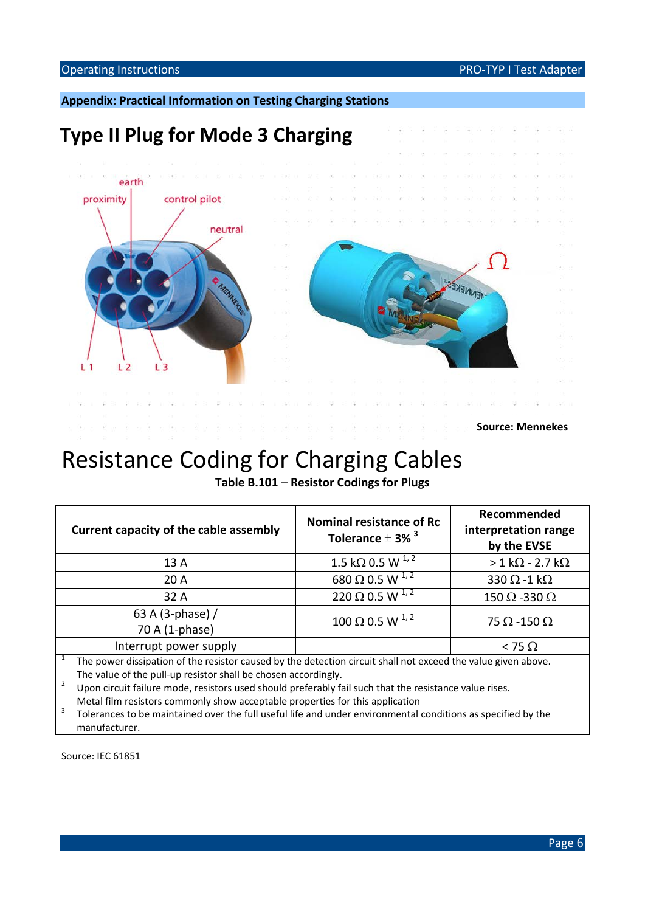## Appendix: Practical Information on Testing Charging Stations

# Type II Plug for Mode 3 Charging

earth

proximity

control pilot

neutral

L 1 L 2 L 3

Ω

**Source: Mennekes**

# Resistance Coding for Charging Cables

**Table B.101 – Resistor Codings for Plugs**

| Current capacity of the cable assembly | Nominal resistance of Rc Tolerance ± 3% [3] | Recommended interpretation range by the EVSE |
|---|---|---|
| 13 A | 1.5 kΩ 0.5 W [1, 2] | > 1 kΩ - 2.7 kΩ |
| 20 A | 680 Ω 0.5 W [1, 2] | 330 Ω -1 kΩ |
| 32 A | 220 Ω 0.5 W [1, 2] | 150 Ω -330 Ω |
| 63 A (3-phase) / 70 A (1-phase) | 100 Ω 0.5 W [1, 2] | 75 Ω -150 Ω |
| Interrupt power supply | | < 75 Ω |

[1] The power dissipation of the resistor caused by the detection circuit shall not exceed the value given above. The value of the pull-up resistor shall be chosen accordingly.

[2] Upon circuit failure mode, resistors used should preferably fail such that the resistance value rises. Metal film resistors commonly show acceptable properties for this application

[3] Tolerances to be maintained over the full useful life and under environmental conditions as specified by the manufacturer.

Source: IEC 61851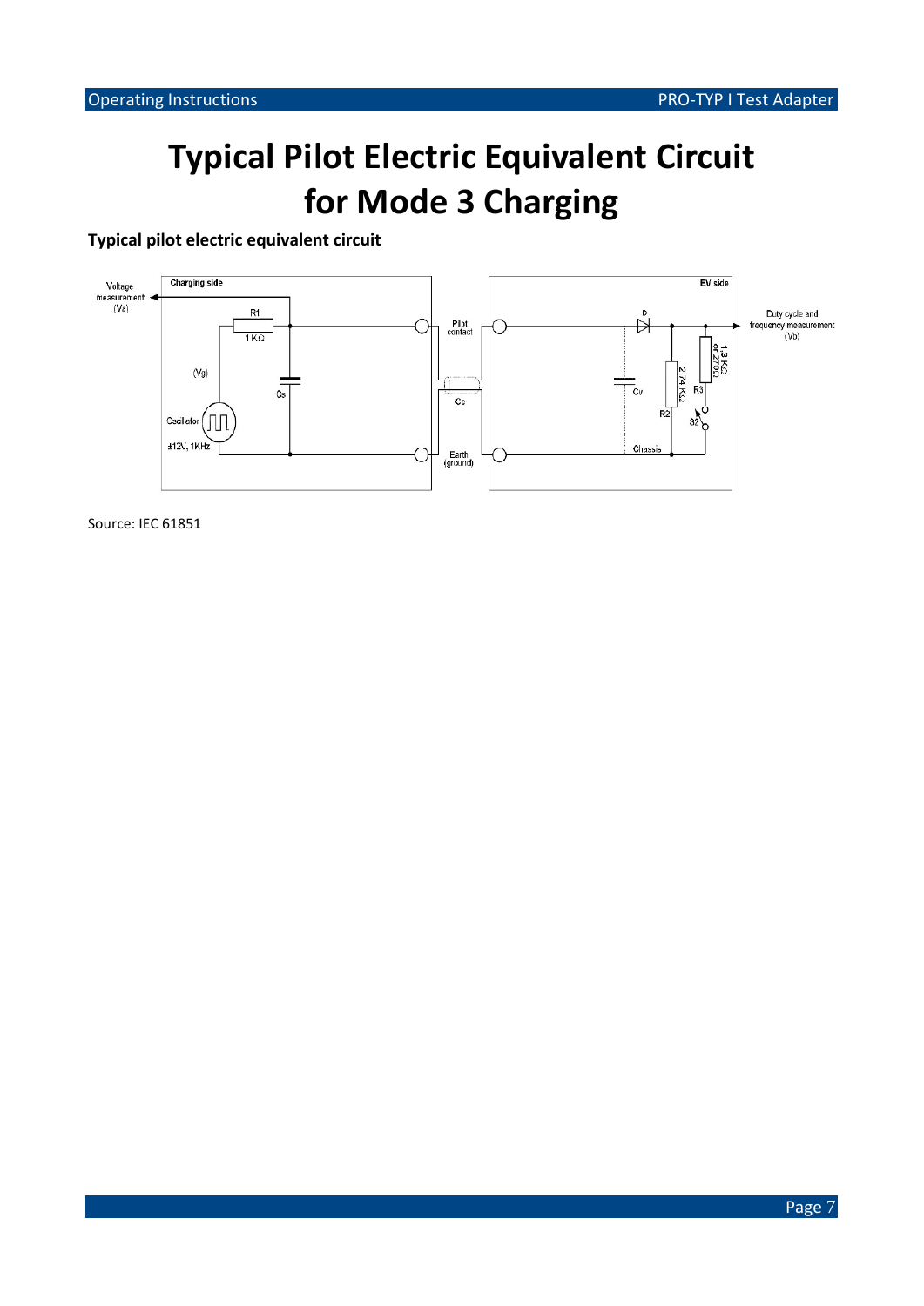# Typical Pilot Electric Equivalent Circuit for Mode 3 Charging

**Typical pilot electric equivalent circuit**

Source: IEC 61851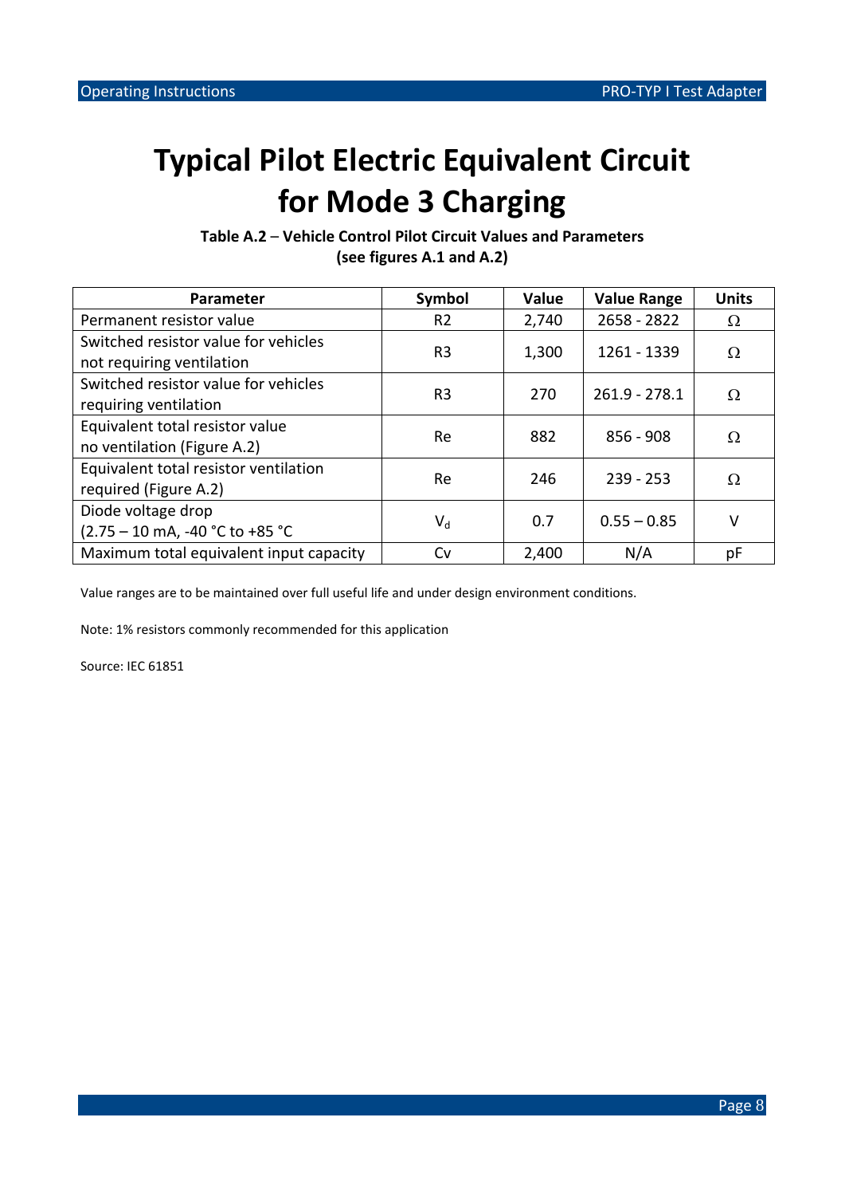# Typical Pilot Electric Equivalent Circuit for Mode 3 Charging

**Table A.2 – Vehicle Control Pilot Circuit Values and Parameters (see figures A.1 and A.2)**

| Parameter | Symbol | Value | Value Range | Units |
|---|---|---|---|---|
| Permanent resistor value | R2 | 2,740 | 2658 - 2822 | Ω |
| Switched resistor value for vehicles not requiring ventilation | R3 | 1,300 | 1261 - 1339 | Ω |
| Switched resistor value for vehicles requiring ventilation | R3 | 270 | 261.9 - 278.1 | Ω |
| Equivalent total resistor value no ventilation (Figure A.2) | Re | 882 | 856 - 908 | Ω |
| Equivalent total resistor ventilation required (Figure A.2) | Re | 246 | 239 - 253 | Ω |
| Diode voltage drop (2.75 – 10 mA, -40 °C to +85 °C | $V_d$ | 0.7 | 0.55 – 0.85 | V |
| Maximum total equivalent input capacity | Cv | 2,400 | N/A | pF |

Value ranges are to be maintained over full useful life and under design environment conditions.

Note: 1% resistors commonly recommended for this application

Source: IEC 61851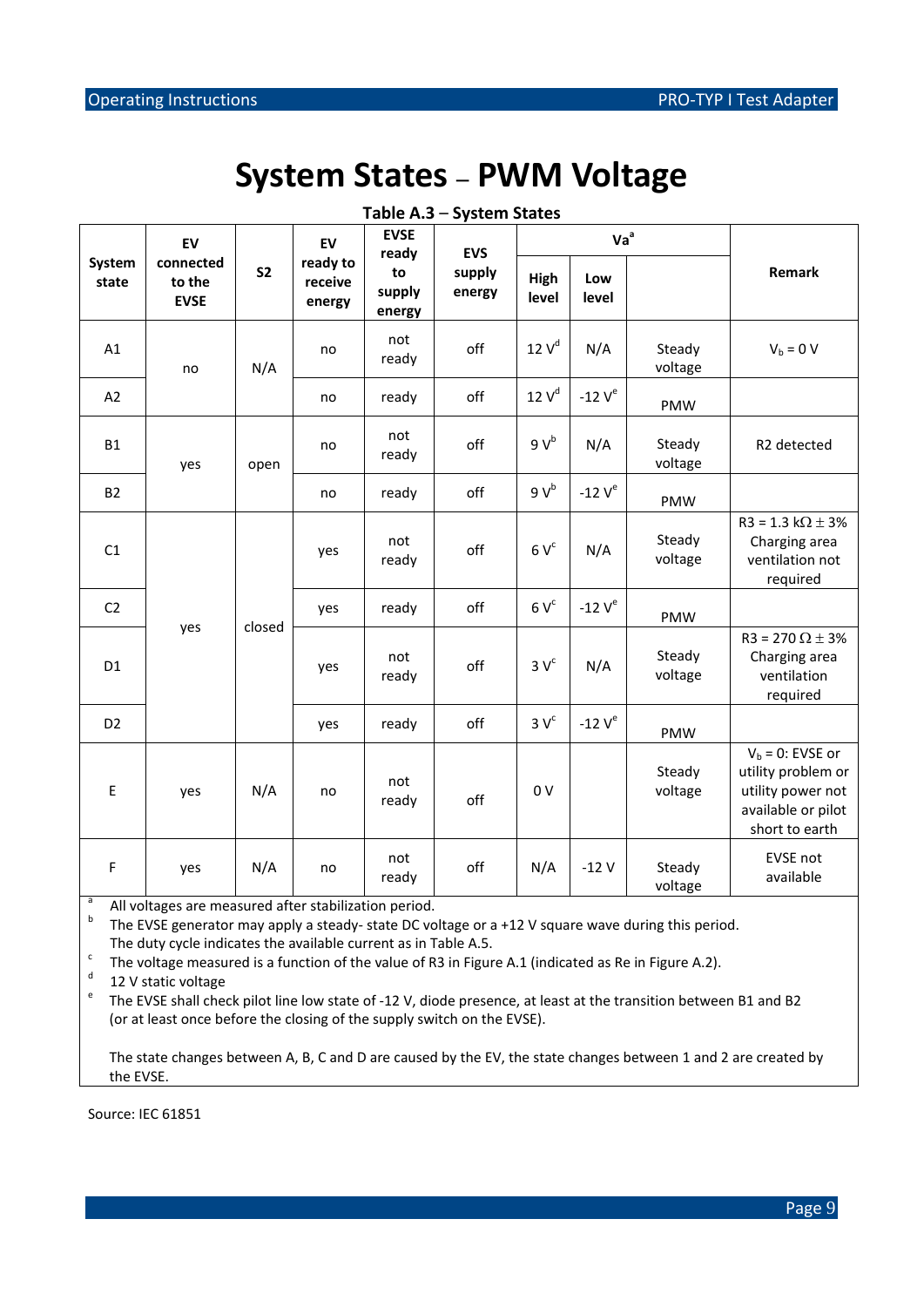# System States – PWM Voltage

**Table A.3 – System States**

| System state | EV connected to the EVSE | S2 | EV ready to receive energy | EVSE ready to supply energy | EVS supply energy | Va[a] | | | Remark |
|---|---|---|---|---|---|---|---|---|---|
| | | | | | | High level | Low level | | |
| A1 | no | N/A | no | not ready | off | 12 V[d] | N/A | Steady voltage | $V_b$ = 0 V |
| A2 | | | no | ready | off | 12 V[d] | -12 V[e] | PMW | |
| B1 | yes | open | no | not ready | off | 9 V[b] | N/A | Steady voltage | R2 detected |
| B2 | | | no | ready | off | 9 V[b] | -12 V[e] | PMW | |
| C1 | yes | closed | yes | not ready | off | 6 V[c] | N/A | Steady voltage | R3 = 1.3 kΩ ± 3% Charging area ventilation not required |
| C2 | | | yes | ready | off | 6 V[c] | -12 V[e] | PMW | |
| D1 | | | yes | not ready | off | 3 V[c] | N/A | Steady voltage | R3 = 270 Ω ± 3% Charging area ventilation required |
| D2 | | | yes | ready | off | 3 V[c] | -12 V[e] | PMW | |
| E | yes | N/A | no | not ready | off | 0 V | | Steady voltage | $V_b$ = 0: EVSE or utility problem or utility power not available or pilot short to earth |
| F | yes | N/A | no | not ready | off | N/A | -12 V | Steady voltage | EVSE not available |

[a] All voltages are measured after stabilization period.

[b] The EVSE generator may apply a steady- state DC voltage or a +12 V square wave during this period. The duty cycle indicates the available current as in Table A.5.

[c] The voltage measured is a function of the value of R3 in Figure A.1 (indicated as Re in Figure A.2).

[d] 12 V static voltage

[e] The EVSE shall check pilot line low state of -12 V, diode presence, at least at the transition between B1 and B2 (or at least once before the closing of the supply switch on the EVSE).

The state changes between A, B, C and D are caused by the EV, the state changes between 1 and 2 are created by the EVSE.

Source: IEC 61851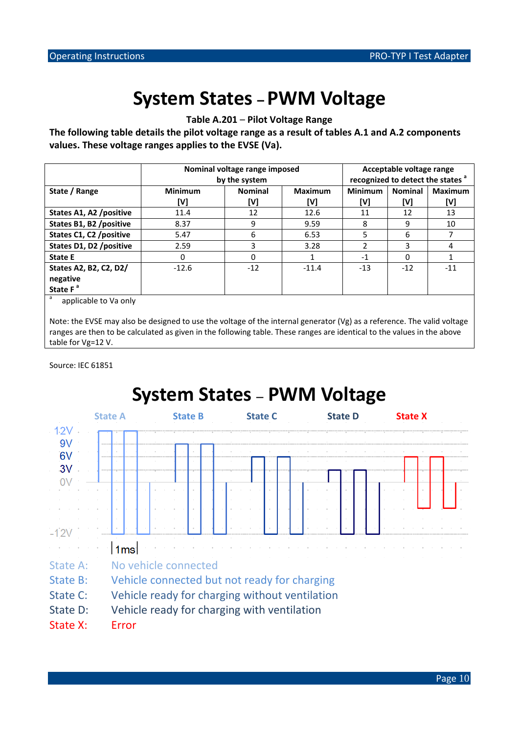# System States – PWM Voltage

**Table A.201 – Pilot Voltage Range**

**The following table details the pilot voltage range as a result of tables A.1 and A.2 components values. These voltage ranges applies to the EVSE (Va).**

| | Nominal voltage range imposed by the system | | | Acceptable voltage range recognized to detect the states [a] | | |
|---|---|---|---|---|---|---|
| **State / Range** | **Minimum [V]** | **Nominal [V]** | **Maximum [V]** | **Minimum [V]** | **Nominal [V]** | **Maximum [V]** |
| **States A1, A2 /positive** | 11.4 | 12 | 12.6 | 11 | 12 | 13 |
| **States B1, B2 /positive** | 8.37 | 9 | 9.59 | 8 | 9 | 10 |
| **States C1, C2 /positive** | 5.47 | 6 | 6.53 | 5 | 6 | 7 |
| **States D1, D2 /positive** | 2.59 | 3 | 3.28 | 2 | 3 | 4 |
| **State E** | 0 | 0 | 1 | -1 | 0 | 1 |
| **States A2, B2, C2, D2/ negative State F [a]** | -12.6 | -12 | -11.4 | -13 | -12 | -11 |

[a] applicable to Va only

Note: the EVSE may also be designed to use the voltage of the internal generator (Vg) as a reference. The valid voltage ranges are then to be calculated as given in the following table. These ranges are identical to the values in the above table for Vg=12 V.

Source: IEC 61851

# System States – PWM Voltage

State A State B State C State D State X

12V 9V 6V 3V 0V -12V

1ms

State A: No vehicle connected
State B: Vehicle connected but not ready for charging
State C: Vehicle ready for charging without ventilation
State D: Vehicle ready for charging with ventilation
State X: Error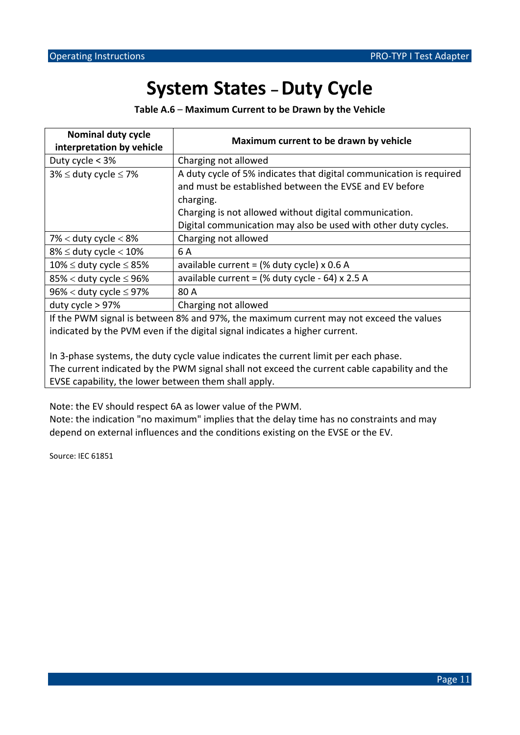# System States – Duty Cycle

**Table A.6 – Maximum Current to be Drawn by the Vehicle**

| Nominal duty cycle interpretation by vehicle | Maximum current to be drawn by vehicle |
|---|---|
| Duty cycle < 3% | Charging not allowed |
| 3% ≤ duty cycle ≤ 7% | A duty cycle of 5% indicates that digital communication is required and must be established between the EVSE and EV before charging.<br>Charging is not allowed without digital communication.<br>Digital communication may also be used with other duty cycles. |
| 7% < duty cycle < 8% | Charging not allowed |
| 8% ≤ duty cycle < 10% | 6 A |
| 10% ≤ duty cycle ≤ 85% | available current = (% duty cycle) x 0.6 A |
| 85% < duty cycle ≤ 96% | available current = (% duty cycle - 64) x 2.5 A |
| 96% < duty cycle ≤ 97% | 80 A |
| duty cycle > 97% | Charging not allowed |
| If the PWM signal is between 8% and 97%, the maximum current may not exceed the values indicated by the PVM even if the digital signal indicates a higher current.<br><br>In 3-phase systems, the duty cycle value indicates the current limit per each phase.<br>The current indicated by the PWM signal shall not exceed the current cable capability and the EVSE capability, the lower between them shall apply. | |

Note: the EV should respect 6A as lower value of the PWM.
Note: the indication "no maximum" implies that the delay time has no constraints and may depend on external influences and the conditions existing on the EVSE or the EV.

Source: IEC 61851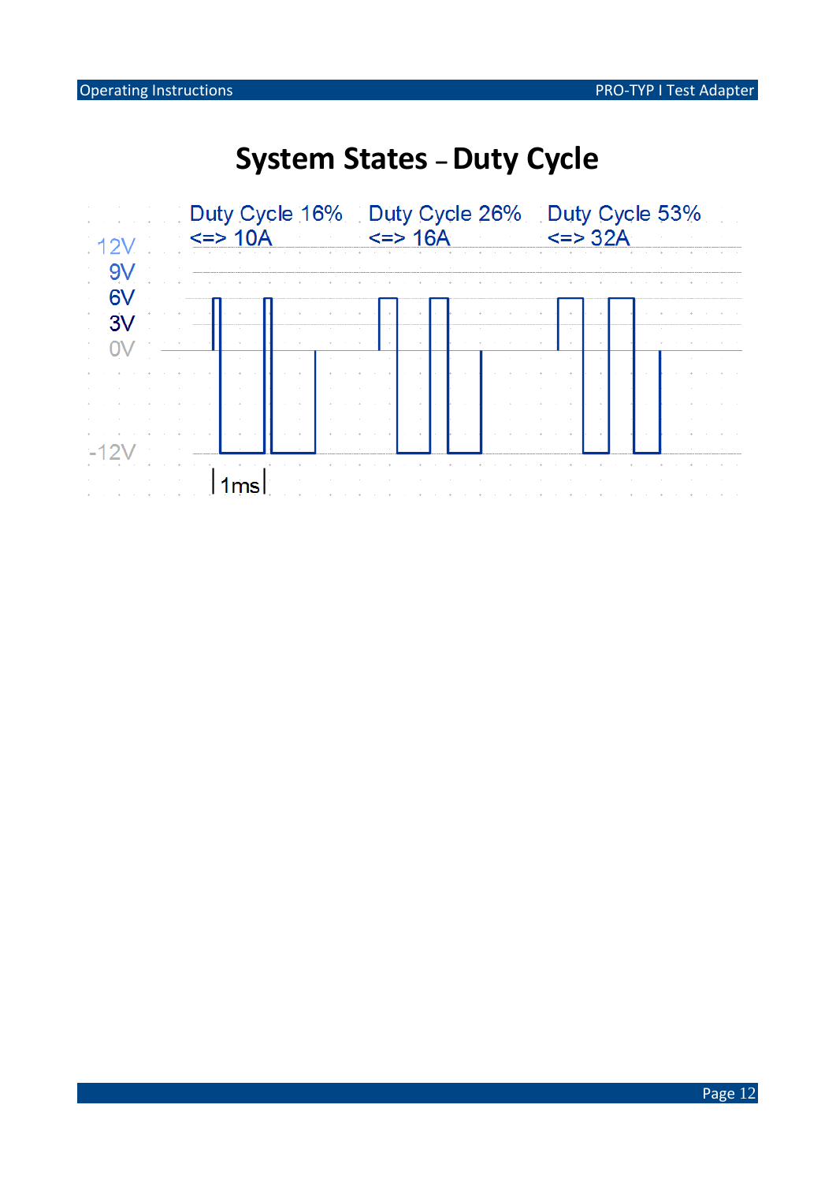# System States – Duty Cycle

Duty Cycle 16% <=> 10A

Duty Cycle 26% <=> 16A

Duty Cycle 53% <=> 32A

12V

9V

6V

3V

0V

-12V

1ms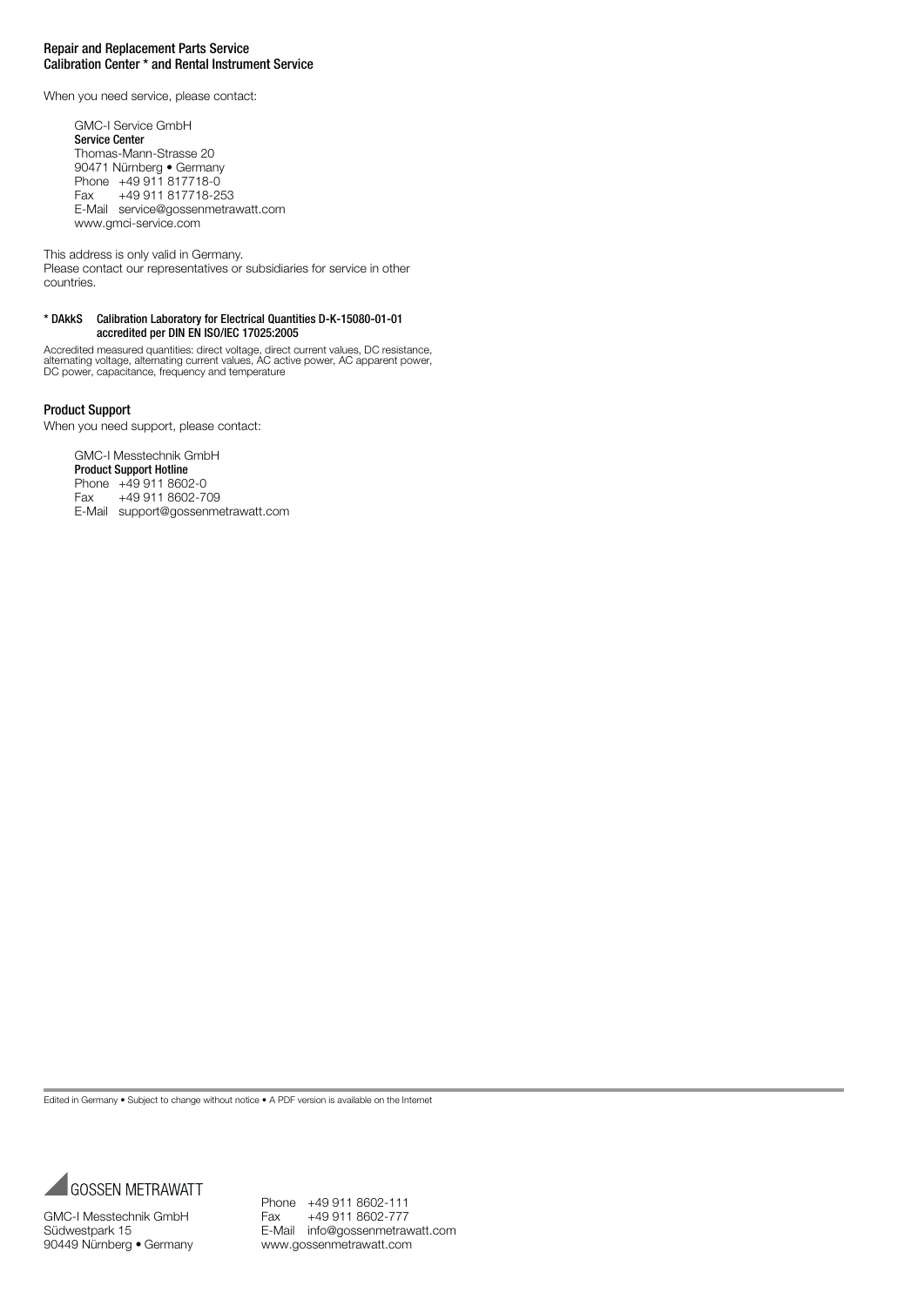**Repair and Replacement Parts Service**
**Calibration Center * and Rental Instrument Service**

When you need service, please contact:

GMC-I Service GmbH
**Service Center**
Thomas-Mann-Strasse 20
90471 Nürnberg • Germany
Phone +49 911 817718-0
Fax +49 911 817718-253
E-Mail service@gossenmetrawatt.com
www.gmci-service.com

This address is only valid in Germany.
Please contact our representatives or subsidiaries for service in other countries.

**\* DAkkS Calibration Laboratory for Electrical Quantities D-K-15080-01-01 accredited per DIN EN ISO/IEC 17025:2005**

Accredited measured quantities: direct voltage, direct current values, DC resistance, alternating voltage, alternating current values, AC active power, AC apparent power, DC power, capacitance, frequency and temperature

**Product Support**

When you need support, please contact:

GMC-I Messtechnik GmbH
**Product Support Hotline**
Phone +49 911 8602-0
Fax +49 911 8602-709
E-Mail support@gossenmetrawatt.com

Edited in Germany • Subject to change without notice • A PDF version is available on the Internet

GOSSEN METRAWATT

GMC-I Messtechnik GmbH
Südwestpark 15
90449 Nürnberg • Germany

Phone +49 911 8602-111
Fax +49 911 8602-777
E-Mail info@gossenmetrawatt.com
www.gossenmetrawatt.com